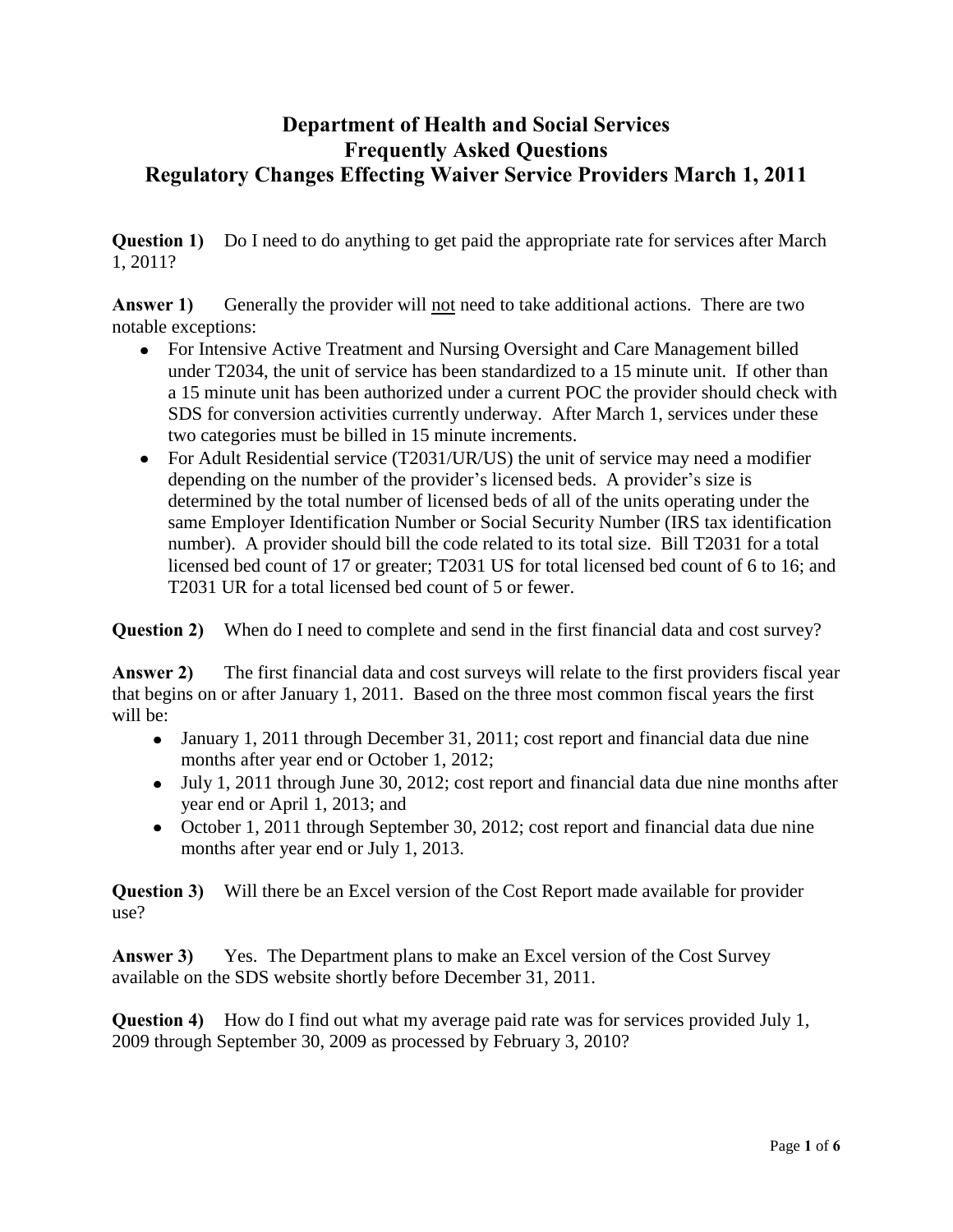# Department of Health and Social Services
# Frequently Asked Questions
# Regulatory Changes Effecting Waiver Service Providers March 1, 2011

**Question 1)** Do I need to do anything to get paid the appropriate rate for services after March 1, 2011?

**Answer 1)** Generally the provider will <u>not</u> need to take additional actions. There are two notable exceptions:

- For Intensive Active Treatment and Nursing Oversight and Care Management billed under T2034, the unit of service has been standardized to a 15 minute unit. If other than a 15 minute unit has been authorized under a current POC the provider should check with SDS for conversion activities currently underway. After March 1, services under these two categories must be billed in 15 minute increments.
- For Adult Residential service (T2031/UR/US) the unit of service may need a modifier depending on the number of the provider's licensed beds. A provider's size is determined by the total number of licensed beds of all of the units operating under the same Employer Identification Number or Social Security Number (IRS tax identification number). A provider should bill the code related to its total size. Bill T2031 for a total licensed bed count of 17 or greater; T2031 US for total licensed bed count of 6 to 16; and T2031 UR for a total licensed bed count of 5 or fewer.

**Question 2)** When do I need to complete and send in the first financial data and cost survey?

**Answer 2)** The first financial data and cost surveys will relate to the first providers fiscal year that begins on or after January 1, 2011. Based on the three most common fiscal years the first will be:

- January 1, 2011 through December 31, 2011; cost report and financial data due nine months after year end or October 1, 2012;
- July 1, 2011 through June 30, 2012; cost report and financial data due nine months after year end or April 1, 2013; and
- October 1, 2011 through September 30, 2012; cost report and financial data due nine months after year end or July 1, 2013.

**Question 3)** Will there be an Excel version of the Cost Report made available for provider use?

**Answer 3)** Yes. The Department plans to make an Excel version of the Cost Survey available on the SDS website shortly before December 31, 2011.

**Question 4)** How do I find out what my average paid rate was for services provided July 1, 2009 through September 30, 2009 as processed by February 3, 2010?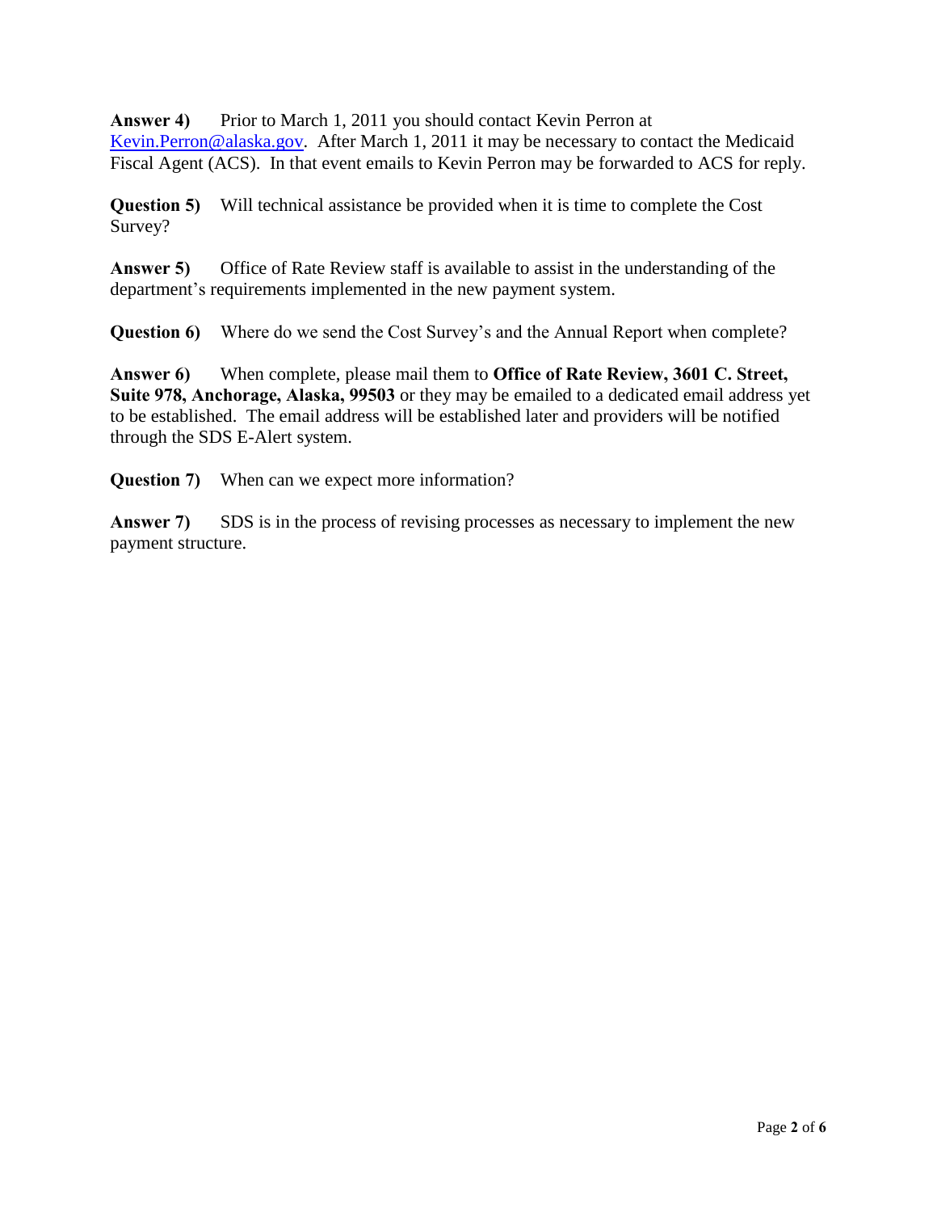**Answer 4)** Prior to March 1, 2011 you should contact Kevin Perron at Kevin.Perron@alaska.gov. After March 1, 2011 it may be necessary to contact the Medicaid Fiscal Agent (ACS). In that event emails to Kevin Perron may be forwarded to ACS for reply.

**Question 5)** Will technical assistance be provided when it is time to complete the Cost Survey?

**Answer 5)** Office of Rate Review staff is available to assist in the understanding of the department's requirements implemented in the new payment system.

**Question 6)** Where do we send the Cost Survey's and the Annual Report when complete?

**Answer 6)** When complete, please mail them to **Office of Rate Review, 3601 C. Street, Suite 978, Anchorage, Alaska, 99503** or they may be emailed to a dedicated email address yet to be established. The email address will be established later and providers will be notified through the SDS E-Alert system.

**Question 7)** When can we expect more information?

**Answer 7)** SDS is in the process of revising processes as necessary to implement the new payment structure.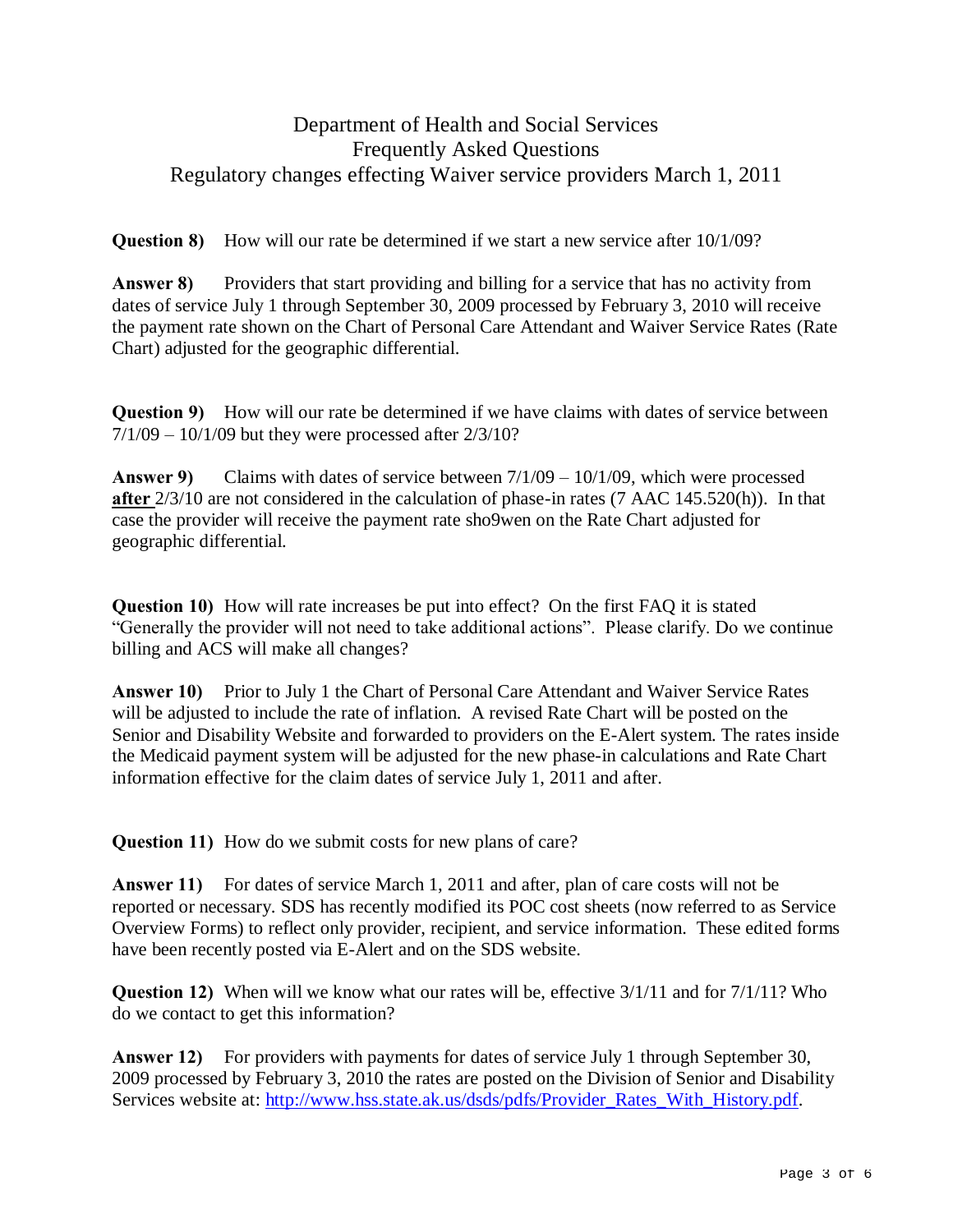Department of Health and Social Services
Frequently Asked Questions
Regulatory changes effecting Waiver service providers March 1, 2011

**Question 8)** How will our rate be determined if we start a new service after 10/1/09?

**Answer 8)** Providers that start providing and billing for a service that has no activity from dates of service July 1 through September 30, 2009 processed by February 3, 2010 will receive the payment rate shown on the Chart of Personal Care Attendant and Waiver Service Rates (Rate Chart) adjusted for the geographic differential.

**Question 9)** How will our rate be determined if we have claims with dates of service between 7/1/09 – 10/1/09 but they were processed after 2/3/10?

**Answer 9)** Claims with dates of service between 7/1/09 – 10/1/09, which were processed **after** 2/3/10 are not considered in the calculation of phase-in rates (7 AAC 145.520(h)). In that case the provider will receive the payment rate sho9wen on the Rate Chart adjusted for geographic differential.

**Question 10)** How will rate increases be put into effect? On the first FAQ it is stated "Generally the provider will not need to take additional actions". Please clarify. Do we continue billing and ACS will make all changes?

**Answer 10)** Prior to July 1 the Chart of Personal Care Attendant and Waiver Service Rates will be adjusted to include the rate of inflation. A revised Rate Chart will be posted on the Senior and Disability Website and forwarded to providers on the E-Alert system. The rates inside the Medicaid payment system will be adjusted for the new phase-in calculations and Rate Chart information effective for the claim dates of service July 1, 2011 and after.

**Question 11)** How do we submit costs for new plans of care?

**Answer 11)** For dates of service March 1, 2011 and after, plan of care costs will not be reported or necessary. SDS has recently modified its POC cost sheets (now referred to as Service Overview Forms) to reflect only provider, recipient, and service information. These edited forms have been recently posted via E-Alert and on the SDS website.

**Question 12)** When will we know what our rates will be, effective 3/1/11 and for 7/1/11? Who do we contact to get this information?

**Answer 12)** For providers with payments for dates of service July 1 through September 30, 2009 processed by February 3, 2010 the rates are posted on the Division of Senior and Disability Services website at: http://www.hss.state.ak.us/dsds/pdfs/Provider_Rates_With_History.pdf.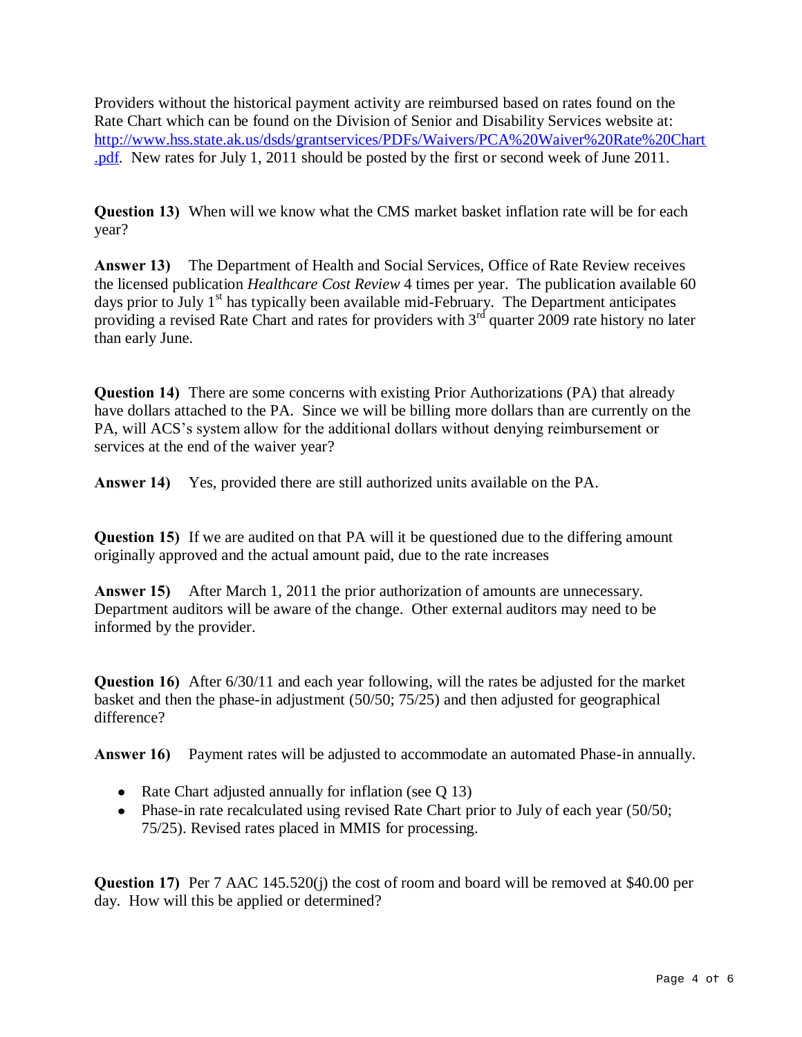Providers without the historical payment activity are reimbursed based on rates found on the Rate Chart which can be found on the Division of Senior and Disability Services website at: [http://www.hss.state.ak.us/dsds/grantservices/PDFs/Waivers/PCA%20Waiver%20Rate%20Chart.pdf](http://www.hss.state.ak.us/dsds/grantservices/PDFs/Waivers/PCA%20Waiver%20Rate%20Chart.pdf). New rates for July 1, 2011 should be posted by the first or second week of June 2011.

**Question 13)** When will we know what the CMS market basket inflation rate will be for each year?

**Answer 13)** The Department of Health and Social Services, Office of Rate Review receives the licensed publication *Healthcare Cost Review* 4 times per year. The publication available 60 days prior to July 1st has typically been available mid-February. The Department anticipates providing a revised Rate Chart and rates for providers with 3rd quarter 2009 rate history no later than early June.

**Question 14)** There are some concerns with existing Prior Authorizations (PA) that already have dollars attached to the PA. Since we will be billing more dollars than are currently on the PA, will ACS's system allow for the additional dollars without denying reimbursement or services at the end of the waiver year?

**Answer 14)** Yes, provided there are still authorized units available on the PA.

**Question 15)** If we are audited on that PA will it be questioned due to the differing amount originally approved and the actual amount paid, due to the rate increases

**Answer 15)** After March 1, 2011 the prior authorization of amounts are unnecessary. Department auditors will be aware of the change. Other external auditors may need to be informed by the provider.

**Question 16)** After 6/30/11 and each year following, will the rates be adjusted for the market basket and then the phase-in adjustment (50/50; 75/25) and then adjusted for geographical difference?

**Answer 16)** Payment rates will be adjusted to accommodate an automated Phase-in annually.

- Rate Chart adjusted annually for inflation (see Q 13)
- Phase-in rate recalculated using revised Rate Chart prior to July of each year (50/50; 75/25). Revised rates placed in MMIS for processing.

**Question 17)** Per 7 AAC 145.520(j) the cost of room and board will be removed at $40.00 per day. How will this be applied or determined?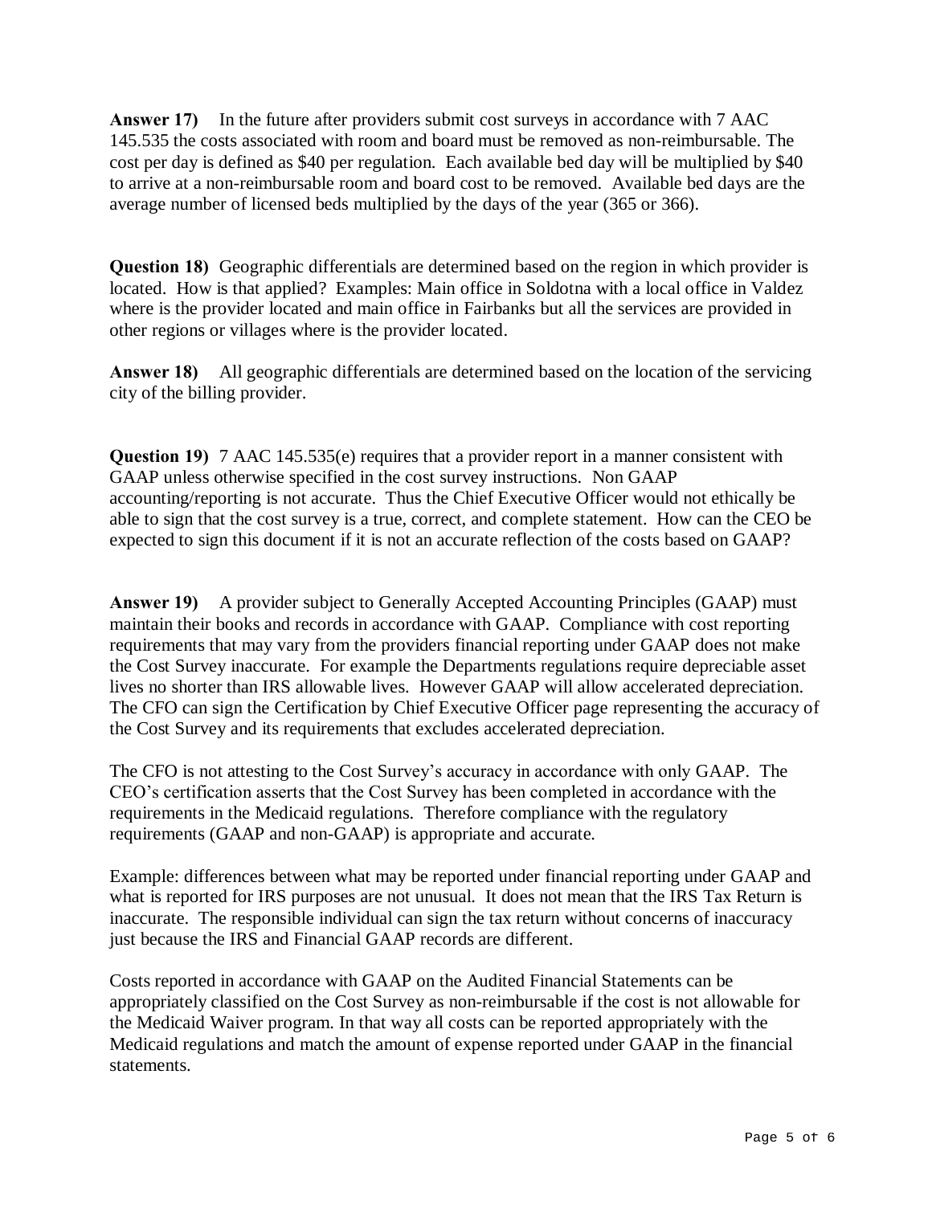**Answer 17)** In the future after providers submit cost surveys in accordance with 7 AAC 145.535 the costs associated with room and board must be removed as non-reimbursable. The cost per day is defined as $40 per regulation. Each available bed day will be multiplied by $40 to arrive at a non-reimbursable room and board cost to be removed. Available bed days are the average number of licensed beds multiplied by the days of the year (365 or 366).

**Question 18)** Geographic differentials are determined based on the region in which provider is located. How is that applied? Examples: Main office in Soldotna with a local office in Valdez where is the provider located and main office in Fairbanks but all the services are provided in other regions or villages where is the provider located.

**Answer 18)** All geographic differentials are determined based on the location of the servicing city of the billing provider.

**Question 19)** 7 AAC 145.535(e) requires that a provider report in a manner consistent with GAAP unless otherwise specified in the cost survey instructions. Non GAAP accounting/reporting is not accurate. Thus the Chief Executive Officer would not ethically be able to sign that the cost survey is a true, correct, and complete statement. How can the CEO be expected to sign this document if it is not an accurate reflection of the costs based on GAAP?

**Answer 19)** A provider subject to Generally Accepted Accounting Principles (GAAP) must maintain their books and records in accordance with GAAP. Compliance with cost reporting requirements that may vary from the providers financial reporting under GAAP does not make the Cost Survey inaccurate. For example the Departments regulations require depreciable asset lives no shorter than IRS allowable lives. However GAAP will allow accelerated depreciation. The CFO can sign the Certification by Chief Executive Officer page representing the accuracy of the Cost Survey and its requirements that excludes accelerated depreciation.

The CFO is not attesting to the Cost Survey's accuracy in accordance with only GAAP. The CEO's certification asserts that the Cost Survey has been completed in accordance with the requirements in the Medicaid regulations. Therefore compliance with the regulatory requirements (GAAP and non-GAAP) is appropriate and accurate.

Example: differences between what may be reported under financial reporting under GAAP and what is reported for IRS purposes are not unusual. It does not mean that the IRS Tax Return is inaccurate. The responsible individual can sign the tax return without concerns of inaccuracy just because the IRS and Financial GAAP records are different.

Costs reported in accordance with GAAP on the Audited Financial Statements can be appropriately classified on the Cost Survey as non-reimbursable if the cost is not allowable for the Medicaid Waiver program. In that way all costs can be reported appropriately with the Medicaid regulations and match the amount of expense reported under GAAP in the financial statements.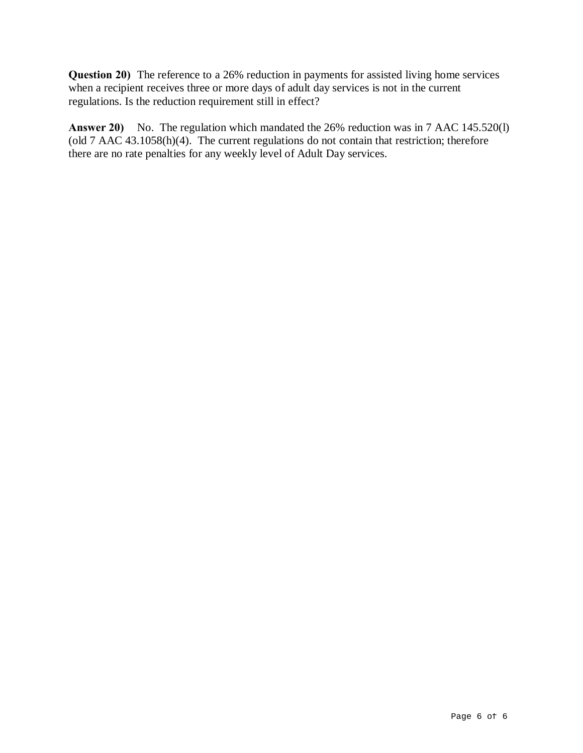**Question 20)** The reference to a 26% reduction in payments for assisted living home services when a recipient receives three or more days of adult day services is not in the current regulations. Is the reduction requirement still in effect?

**Answer 20)** No. The regulation which mandated the 26% reduction was in 7 AAC 145.520(l) (old 7 AAC 43.1058(h)(4). The current regulations do not contain that restriction; therefore there are no rate penalties for any weekly level of Adult Day services.